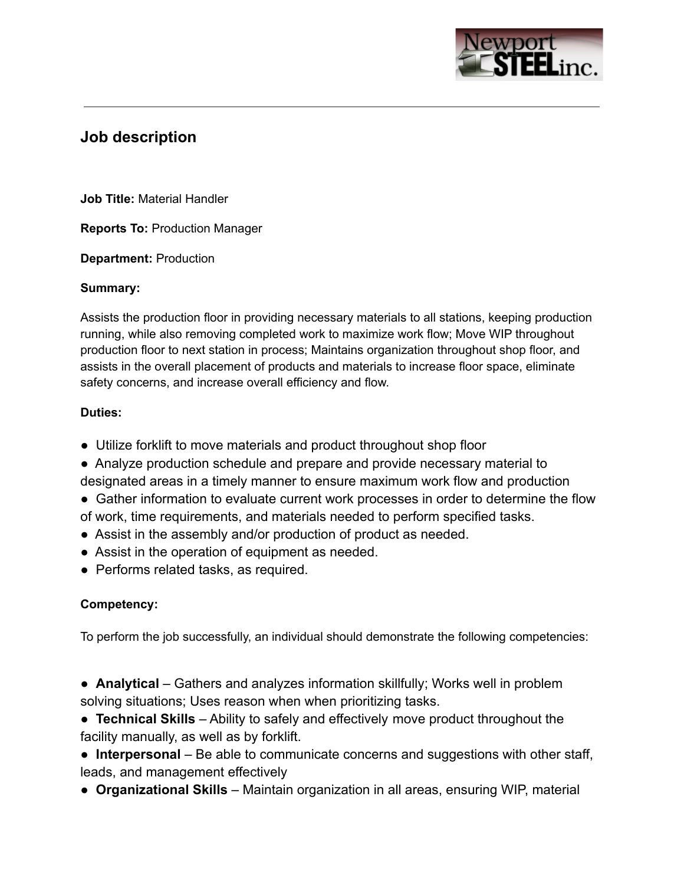## Job description

**Job Title:** Material Handler

**Reports To:** Production Manager

**Department:** Production

**Summary:**

Assists the production floor in providing necessary materials to all stations, keeping production running, while also removing completed work to maximize work flow; Move WIP throughout production floor to next station in process; Maintains organization throughout shop floor, and assists in the overall placement of products and materials to increase floor space, eliminate safety concerns, and increase overall efficiency and flow.

**Duties:**

- Utilize forklift to move materials and product throughout shop floor
- Analyze production schedule and prepare and provide necessary material to designated areas in a timely manner to ensure maximum work flow and production
- Gather information to evaluate current work processes in order to determine the flow of work, time requirements, and materials needed to perform specified tasks.
- Assist in the assembly and/or production of product as needed.
- Assist in the operation of equipment as needed.
- Performs related tasks, as required.

**Competency:**

To perform the job successfully, an individual should demonstrate the following competencies:

- **Analytical** – Gathers and analyzes information skillfully; Works well in problem solving situations; Uses reason when when prioritizing tasks.
- **Technical Skills** – Ability to safely and effectively move product throughout the facility manually, as well as by forklift.
- **Interpersonal** – Be able to communicate concerns and suggestions with other staff, leads, and management effectively
- **Organizational Skills** – Maintain organization in all areas, ensuring WIP, material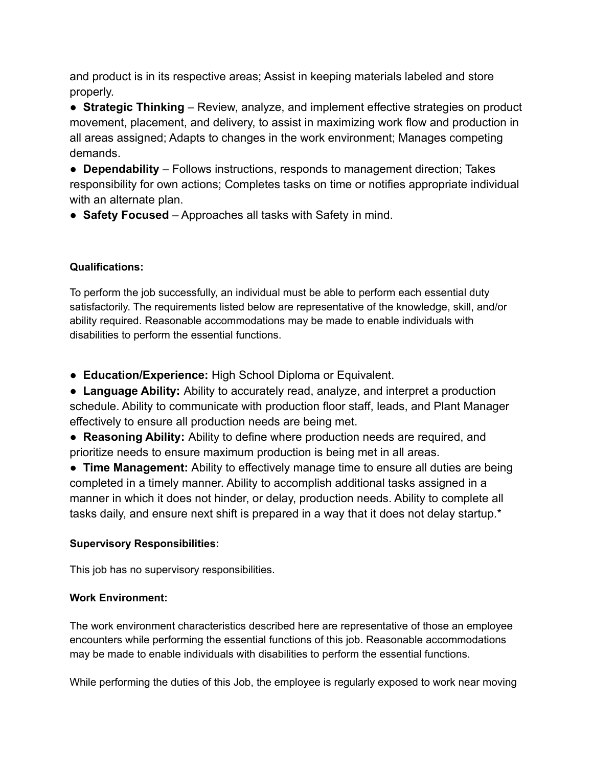and product is in its respective areas; Assist in keeping materials labeled and store properly.

- **Strategic Thinking** – Review, analyze, and implement effective strategies on product movement, placement, and delivery, to assist in maximizing work flow and production in all areas assigned; Adapts to changes in the work environment; Manages competing demands.
- **Dependability** – Follows instructions, responds to management direction; Takes responsibility for own actions; Completes tasks on time or notifies appropriate individual with an alternate plan.
- **Safety Focused** – Approaches all tasks with Safety in mind.

**Qualifications:**

To perform the job successfully, an individual must be able to perform each essential duty satisfactorily. The requirements listed below are representative of the knowledge, skill, and/or ability required. Reasonable accommodations may be made to enable individuals with disabilities to perform the essential functions.

- **Education/Experience:** High School Diploma or Equivalent.
- **Language Ability:** Ability to accurately read, analyze, and interpret a production schedule. Ability to communicate with production floor staff, leads, and Plant Manager effectively to ensure all production needs are being met.
- **Reasoning Ability:** Ability to define where production needs are required, and prioritize needs to ensure maximum production is being met in all areas.
- **Time Management:** Ability to effectively manage time to ensure all duties are being completed in a timely manner. Ability to accomplish additional tasks assigned in a manner in which it does not hinder, or delay, production needs. Ability to complete all tasks daily, and ensure next shift is prepared in a way that it does not delay startup.*

**Supervisory Responsibilities:**

This job has no supervisory responsibilities.

**Work Environment:**

The work environment characteristics described here are representative of those an employee encounters while performing the essential functions of this job. Reasonable accommodations may be made to enable individuals with disabilities to perform the essential functions.

While performing the duties of this Job, the employee is regularly exposed to work near moving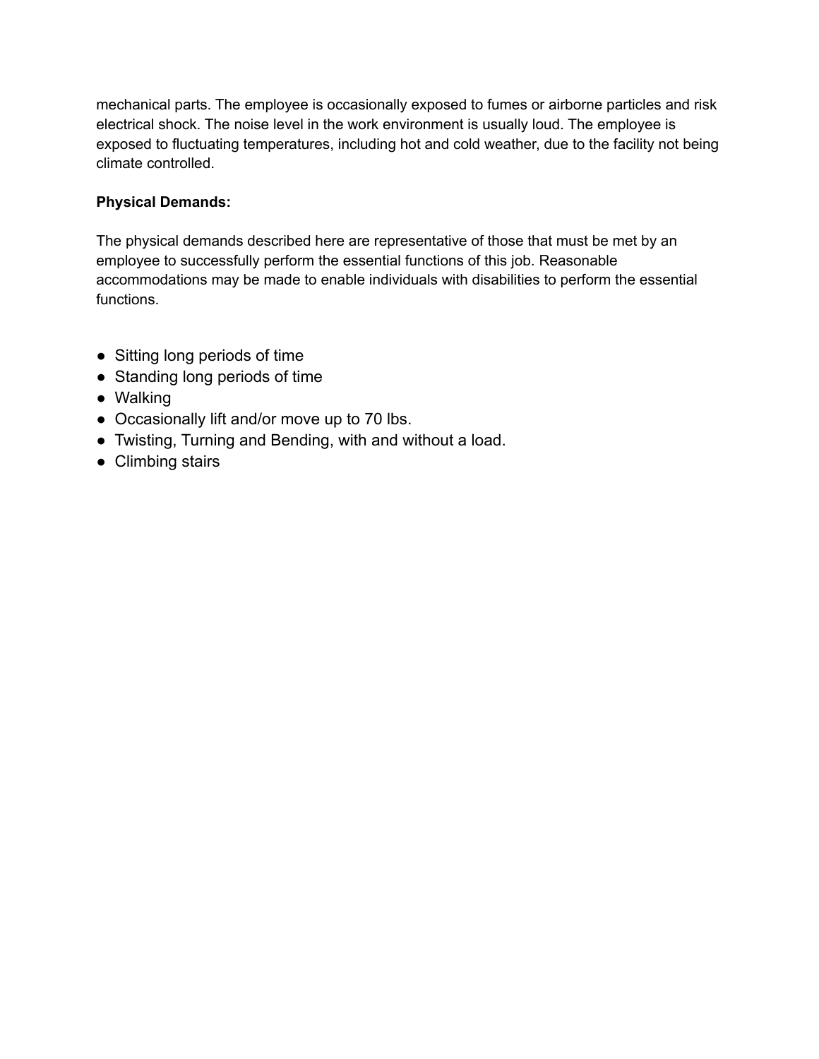mechanical parts. The employee is occasionally exposed to fumes or airborne particles and risk electrical shock. The noise level in the work environment is usually loud. The employee is exposed to fluctuating temperatures, including hot and cold weather, due to the facility not being climate controlled.

**Physical Demands:**

The physical demands described here are representative of those that must be met by an employee to successfully perform the essential functions of this job. Reasonable accommodations may be made to enable individuals with disabilities to perform the essential functions.

- Sitting long periods of time
- Standing long periods of time
- Walking
- Occasionally lift and/or move up to 70 lbs.
- Twisting, Turning and Bending, with and without a load.
- Climbing stairs